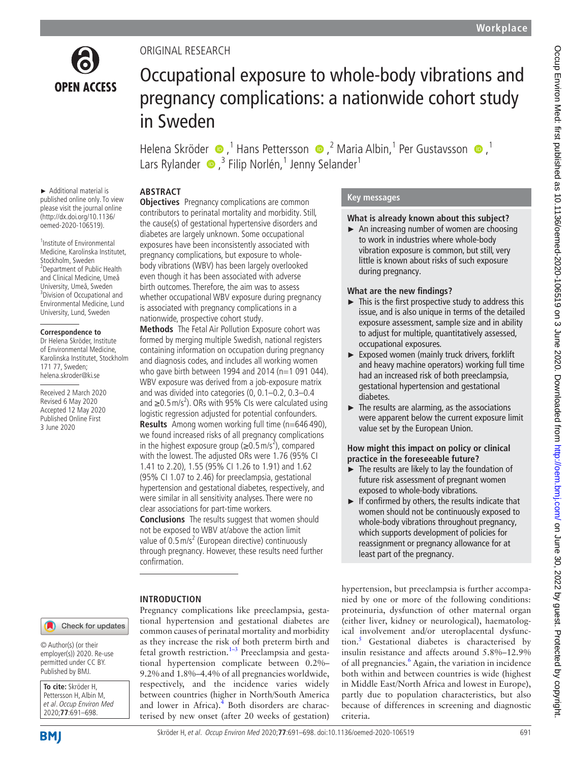ORIGINAL RESEARCH

# Occupational exposure to whole-body vibrations and pregnancy complications: a nationwide cohort study in Sweden

Helena Skröder,[1] Hans Pettersson,[2] Maria Albin,[1] Per Gustavsson,[1] Lars Rylander,[3] Filip Norlén,[1] Jenny Selander[1]

► Additional material is published online only. To view please visit the journal online (http://dx.doi.org/10.1136/oemed-2020-106519).

[1]Institute of Environmental Medicine, Karolinska Institutet, Stockholm, Sweden
[2]Department of Public Health and Clinical Medicine, Umeå University, Umeå, Sweden
[3]Division of Occupational and Environmental Medicine, Lund University, Lund, Sweden

**Correspondence to**
Dr Helena Skröder, Institute of Environmental Medicine, Karolinska Institutet, Stockholm 171 77, Sweden; helena.skroder@ki.se

Received 2 March 2020
Revised 6 May 2020
Accepted 12 May 2020
Published Online First 3 June 2020

## ABSTRACT

**Objectives** Pregnancy complications are common contributors to perinatal mortality and morbidity. Still, the cause(s) of gestational hypertensive disorders and diabetes are largely unknown. Some occupational exposures have been inconsistently associated with pregnancy complications, but exposure to whole-body vibrations (WBV) has been largely overlooked even though it has been associated with adverse birth outcomes. Therefore, the aim was to assess whether occupational WBV exposure during pregnancy is associated with pregnancy complications in a nationwide, prospective cohort study.

**Methods** The Fetal Air Pollution Exposure cohort was formed by merging multiple Swedish, national registers containing information on occupation during pregnancy and diagnosis codes, and includes all working women who gave birth between 1994 and 2014 (n=1 091 044). WBV exposure was derived from a job-exposure matrix and was divided into categories (0, 0.1–0.2, 0.3–0.4 and ≥0.5 m/s$^2$). ORs with 95% CIs were calculated using logistic regression adjusted for potential confounders.

**Results** Among women working full time (n=646 490), we found increased risks of all pregnancy complications in the highest exposure group (≥0.5 m/s$^2$), compared with the lowest. The adjusted ORs were 1.76 (95% CI 1.41 to 2.20), 1.55 (95% CI 1.26 to 1.91) and 1.62 (95% CI 1.07 to 2.46) for preeclampsia, gestational hypertension and gestational diabetes, respectively, and were similar in all sensitivity analyses. There were no clear associations for part-time workers.

**Conclusions** The results suggest that women should not be exposed to WBV at/above the action limit value of 0.5 m/s$^2$ (European directive) continuously through pregnancy. However, these results need further confirmation.

## Key messages

### What is already known about this subject?

► An increasing number of women are choosing to work in industries where whole-body vibration exposure is common, but still, very little is known about risks of such exposure during pregnancy.

### What are the new findings?

► This is the first prospective study to address this issue, and is also unique in terms of the detailed exposure assessment, sample size and in ability to adjust for multiple, quantitatively assessed, occupational exposures.
► Exposed women (mainly truck drivers, forklift and heavy machine operators) working full time had an increased risk of both preeclampsia, gestational hypertension and gestational diabetes.
► The results are alarming, as the associations were apparent below the current exposure limit value set by the European Union.

### How might this impact on policy or clinical practice in the foreseeable future?

► The results are likely to lay the foundation of future risk assessment of pregnant women exposed to whole-body vibrations.
► If confirmed by others, the results indicate that women should not be continuously exposed to whole-body vibrations throughout pregnancy, which supports development of policies for reassignment or pregnancy allowance for at least part of the pregnancy.

## INTRODUCTION

Pregnancy complications like preeclampsia, gestational hypertension and gestational diabetes are common causes of perinatal mortality and morbidity as they increase the risk of both preterm birth and fetal growth restriction.[1–3] Preeclampsia and gestational hypertension complicate between 0.2%–9.2% and 1.8%–4.4% of all pregnancies worldwide, respectively, and the incidence varies widely between countries (higher in North/South America and lower in Africa).[4] Both disorders are characterised by new onset (after 20 weeks of gestation) hypertension, but preeclampsia is further accompanied by one or more of the following conditions: proteinuria, dysfunction of other maternal organ (either liver, kidney or neurological), haematological involvement and/or uteroplacental dysfunction.[5] Gestational diabetes is characterised by insulin resistance and affects around 5.8%–12.9% of all pregnancies.[6] Again, the variation in incidence both within and between countries is wide (highest in Middle East/North Africa and lowest in Europe), partly due to population characteristics, but also because of differences in screening and diagnostic criteria.

© Author(s) (or their employer(s)) 2020. Re-use permitted under CC BY. Published by BMJ.

**To cite:** Skröder H, Pettersson H, Albin M, et al. *Occup Environ Med* 2020;**77**:691–698.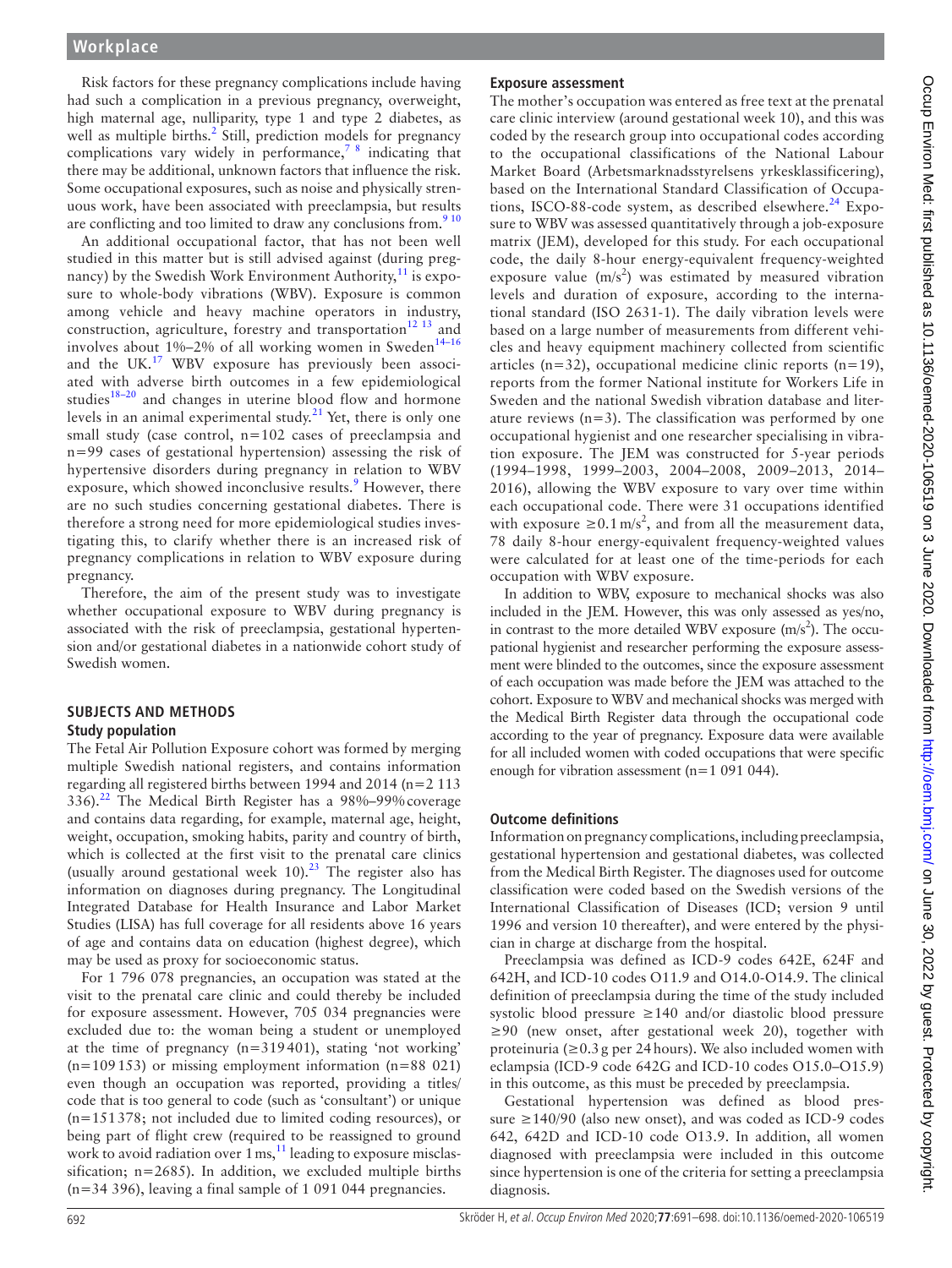Risk factors for these pregnancy complications include having had such a complication in a previous pregnancy, overweight, high maternal age, nulliparity, type 1 and type 2 diabetes, as well as multiple births.[2] Still, prediction models for pregnancy complications vary widely in performance,[7 8] indicating that there may be additional, unknown factors that influence the risk. Some occupational exposures, such as noise and physically strenuous work, have been associated with preeclampsia, but results are conflicting and too limited to draw any conclusions from.[9 10]

An additional occupational factor, that has not been well studied in this matter but is still advised against (during pregnancy) by the Swedish Work Environment Authority,[11] is exposure to whole-body vibrations (WBV). Exposure is common among vehicle and heavy machine operators in industry, construction, agriculture, forestry and transportation[12 13] and involves about 1%–2% of all working women in Sweden[14–16] and the UK.[17] WBV exposure has previously been associated with adverse birth outcomes in a few epidemiological studies[18–20] and changes in uterine blood flow and hormone levels in an animal experimental study.[21] Yet, there is only one small study (case control, n=102 cases of preeclampsia and n=99 cases of gestational hypertension) assessing the risk of hypertensive disorders during pregnancy in relation to WBV exposure, which showed inconclusive results.[9] However, there are no such studies concerning gestational diabetes. There is therefore a strong need for more epidemiological studies investigating this, to clarify whether there is an increased risk of pregnancy complications in relation to WBV exposure during pregnancy.

Therefore, the aim of the present study was to investigate whether occupational exposure to WBV during pregnancy is associated with the risk of preeclampsia, gestational hypertension and/or gestational diabetes in a nationwide cohort study of Swedish women.

## SUBJECTS AND METHODS

### Study population

The Fetal Air Pollution Exposure cohort was formed by merging multiple Swedish national registers, and contains information regarding all registered births between 1994 and 2014 (n=2 113 336).[22] The Medical Birth Register has a 98%–99% coverage and contains data regarding, for example, maternal age, height, weight, occupation, smoking habits, parity and country of birth, which is collected at the first visit to the prenatal care clinics (usually around gestational week 10).[23] The register also has information on diagnoses during pregnancy. The Longitudinal Integrated Database for Health Insurance and Labor Market Studies (LISA) has full coverage for all residents above 16 years of age and contains data on education (highest degree), which may be used as proxy for socioeconomic status.

For 1 796 078 pregnancies, an occupation was stated at the visit to the prenatal care clinic and could thereby be included for exposure assessment. However, 705 034 pregnancies were excluded due to: the woman being a student or unemployed at the time of pregnancy (n=319 401), stating 'not working' (n=109 153) or missing employment information (n=88 021) even though an occupation was reported, providing a titles/code that is too general to code (such as 'consultant') or unique (n=151 378; not included due to limited coding resources), or being part of flight crew (required to be reassigned to ground work to avoid radiation over 1 ms,[11] leading to exposure misclassification; n=2685). In addition, we excluded multiple births (n=34 396), leaving a final sample of 1 091 044 pregnancies.

### Exposure assessment

The mother's occupation was entered as free text at the prenatal care clinic interview (around gestational week 10), and this was coded by the research group into occupational codes according to the occupational classifications of the National Labour Market Board (Arbetsmarknadsstyrelsens yrkesklassificering), based on the International Standard Classification of Occupations, ISCO-88-code system, as described elsewhere.[24] Exposure to WBV was assessed quantitatively through a job-exposure matrix (JEM), developed for this study. For each occupational code, the daily 8-hour energy-equivalent frequency-weighted exposure value ($m/s^2$) was estimated by measured vibration levels and duration of exposure, according to the international standard (ISO 2631-1). The daily vibration levels were based on a large number of measurements from different vehicles and heavy equipment machinery collected from scientific articles (n=32), occupational medicine clinic reports (n=19), reports from the former National institute for Workers Life in Sweden and the national Swedish vibration database and literature reviews (n=3). The classification was performed by one occupational hygienist and one researcher specialising in vibration exposure. The JEM was constructed for 5-year periods (1994–1998, 1999–2003, 2004–2008, 2009–2013, 2014–2016), allowing the WBV exposure to vary over time within each occupational code. There were 31 occupations identified with exposure $\geq 0.1\, m/s^2$, and from all the measurement data, 78 daily 8-hour energy-equivalent frequency-weighted values were calculated for at least one of the time-periods for each occupation with WBV exposure.

In addition to WBV, exposure to mechanical shocks was also included in the JEM. However, this was only assessed as yes/no, in contrast to the more detailed WBV exposure ($m/s^2$). The occupational hygienist and researcher performing the exposure assessment were blinded to the outcomes, since the exposure assessment of each occupation was made before the JEM was attached to the cohort. Exposure to WBV and mechanical shocks was merged with the Medical Birth Register data through the occupational code according to the year of pregnancy. Exposure data were available for all included women with coded occupations that were specific enough for vibration assessment (n=1 091 044).

### Outcome definitions

Information on pregnancy complications, including preeclampsia, gestational hypertension and gestational diabetes, was collected from the Medical Birth Register. The diagnoses used for outcome classification were coded based on the Swedish versions of the International Classification of Diseases (ICD; version 9 until 1996 and version 10 thereafter), and were entered by the physician in charge at discharge from the hospital.

Preeclampsia was defined as ICD-9 codes 642E, 624F and 642H, and ICD-10 codes O11.9 and O14.0-O14.9. The clinical definition of preeclampsia during the time of the study included systolic blood pressure ≥140 and/or diastolic blood pressure ≥90 (new onset, after gestational week 20), together with proteinuria (≥0.3 g per 24 hours). We also included women with eclampsia (ICD-9 code 642G and ICD-10 codes O15.0–O15.9) in this outcome, as this must be preceded by preeclampsia.

Gestational hypertension was defined as blood pressure ≥140/90 (also new onset), and was coded as ICD-9 codes 642, 642D and ICD-10 code O13.9. In addition, all women diagnosed with preeclampsia were included in this outcome since hypertension is one of the criteria for setting a preeclampsia diagnosis.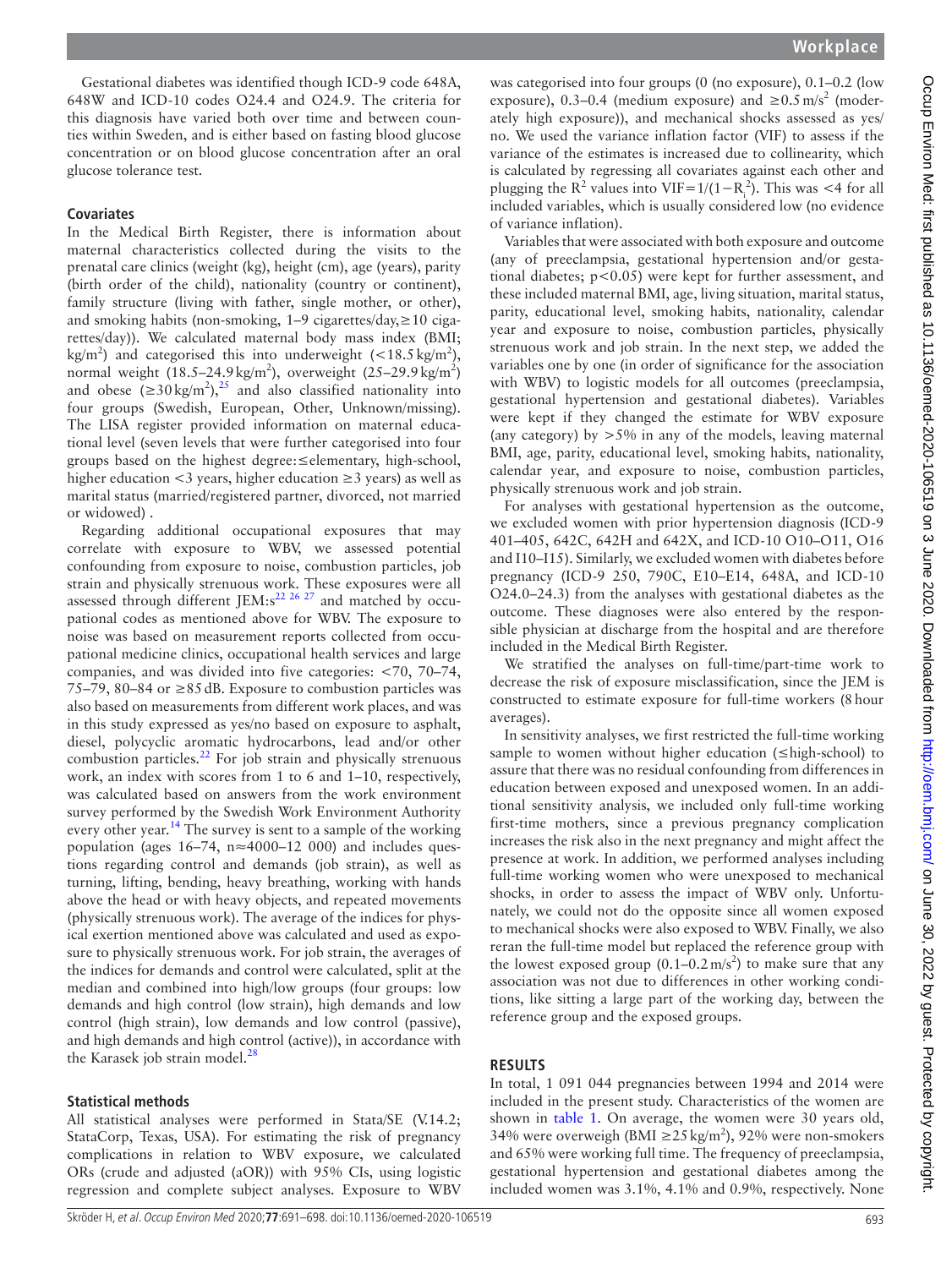Gestational diabetes was identified though ICD-9 code 648A, 648W and ICD-10 codes O24.4 and O24.9. The criteria for this diagnosis have varied both over time and between counties within Sweden, and is either based on fasting blood glucose concentration or on blood glucose concentration after an oral glucose tolerance test.

### Covariates

In the Medical Birth Register, there is information about maternal characteristics collected during the visits to the prenatal care clinics (weight (kg), height (cm), age (years), parity (birth order of the child), nationality (country or continent), family structure (living with father, single mother, or other), and smoking habits (non-smoking, 1–9 cigarettes/day, ≥10 cigarettes/day)). We calculated maternal body mass index (BMI; $kg/m^2$) and categorised this into underweight ($<18.5\,kg/m^2$), normal weight ($18.5–24.9\,kg/m^2$), overweight ($25–29.9\,kg/m^2$) and obese ($\geq 30\,kg/m^2$),[25] and also classified nationality into four groups (Swedish, European, Other, Unknown/missing). The LISA register provided information on maternal educational level (seven levels that were further categorised into four groups based on the highest degree: ≤elementary, high-school, higher education <3 years, higher education ≥3 years) as well as marital status (married/registered partner, divorced, not married or widowed) .

Regarding additional occupational exposures that may correlate with exposure to WBV, we assessed potential confounding from exposure to noise, combustion particles, job strain and physically strenuous work. These exposures were all assessed through different JEM:s[22 26 27] and matched by occupational codes as mentioned above for WBV. The exposure to noise was based on measurement reports collected from occupational medicine clinics, occupational health services and large companies, and was divided into five categories: <70, 70–74, 75–79, 80–84 or ≥85 dB. Exposure to combustion particles was also based on measurements from different work places, and was in this study expressed as yes/no based on exposure to asphalt, diesel, polycyclic aromatic hydrocarbons, lead and/or other combustion particles.[22] For job strain and physically strenuous work, an index with scores from 1 to 6 and 1–10, respectively, was calculated based on answers from the work environment survey performed by the Swedish Work Environment Authority every other year.[14] The survey is sent to a sample of the working population (ages 16–74, n≈4000–12 000) and includes questions regarding control and demands (job strain), as well as turning, lifting, bending, heavy breathing, working with hands above the head or with heavy objects, and repeated movements (physically strenuous work). The average of the indices for physical exertion mentioned above was calculated and used as exposure to physically strenuous work. For job strain, the averages of the indices for demands and control were calculated, split at the median and combined into high/low groups (four groups: low demands and high control (low strain), high demands and low control (high strain), low demands and low control (passive), and high demands and high control (active)), in accordance with the Karasek job strain model.[28]

### Statistical methods

All statistical analyses were performed in Stata/SE (V.14.2; StataCorp, Texas, USA). For estimating the risk of pregnancy complications in relation to WBV exposure, we calculated ORs (crude and adjusted (aOR)) with 95% CIs, using logistic regression and complete subject analyses. Exposure to WBV was categorised into four groups (0 (no exposure), 0.1–0.2 (low exposure), 0.3–0.4 (medium exposure) and $\geq 0.5\,m/s^2$ (moderately high exposure)), and mechanical shocks assessed as yes/no. We used the variance inflation factor (VIF) to assess if the variance of the estimates is increased due to collinearity, which is calculated by regressing all covariates against each other and plugging the $R^2$ values into $VIF = 1/(1-R_i^2)$. This was <4 for all included variables, which is usually considered low (no evidence of variance inflation).

Variables that were associated with both exposure and outcome (any of preeclampsia, gestational hypertension and/or gestational diabetes; $p<0.05$) were kept for further assessment, and these included maternal BMI, age, living situation, marital status, parity, educational level, smoking habits, nationality, calendar year and exposure to noise, combustion particles, physically strenuous work and job strain. In the next step, we added the variables one by one (in order of significance for the association with WBV) to logistic models for all outcomes (preeclampsia, gestational hypertension and gestational diabetes). Variables were kept if they changed the estimate for WBV exposure (any category) by >5% in any of the models, leaving maternal BMI, age, parity, educational level, smoking habits, nationality, calendar year, and exposure to noise, combustion particles, physically strenuous work and job strain.

For analyses with gestational hypertension as the outcome, we excluded women with prior hypertension diagnosis (ICD-9 401–405, 642C, 642H and 642X, and ICD-10 O10–O11, O16 and I10–I15). Similarly, we excluded women with diabetes before pregnancy (ICD-9 250, 790C, E10–E14, 648A, and ICD-10 O24.0–24.3) from the analyses with gestational diabetes as the outcome. These diagnoses were also entered by the responsible physician at discharge from the hospital and are therefore included in the Medical Birth Register.

We stratified the analyses on full-time/part-time work to decrease the risk of exposure misclassification, since the JEM is constructed to estimate exposure for full-time workers (8 hour averages).

In sensitivity analyses, we first restricted the full-time working sample to women without higher education (≤high-school) to assure that there was no residual confounding from differences in education between exposed and unexposed women. In an additional sensitivity analysis, we included only full-time working first-time mothers, since a previous pregnancy complication increases the risk also in the next pregnancy and might affect the presence at work. In addition, we performed analyses including full-time working women who were unexposed to mechanical shocks, in order to assess the impact of WBV only. Unfortunately, we could not do the opposite since all women exposed to mechanical shocks were also exposed to WBV. Finally, we also reran the full-time model but replaced the reference group with the lowest exposed group ($0.1–0.2\,m/s^2$) to make sure that any association was not due to differences in other working conditions, like sitting a large part of the working day, between the reference group and the exposed groups.

## RESULTS

In total, 1 091 044 pregnancies between 1994 and 2014 were included in the present study. Characteristics of the women are shown in table 1. On average, the women were 30 years old, 34% were overweight (BMI $\geq 25\,kg/m^2$), 92% were non-smokers and 65% were working full time. The frequency of preeclampsia, gestational hypertension and gestational diabetes among the included women was 3.1%, 4.1% and 0.9%, respectively. None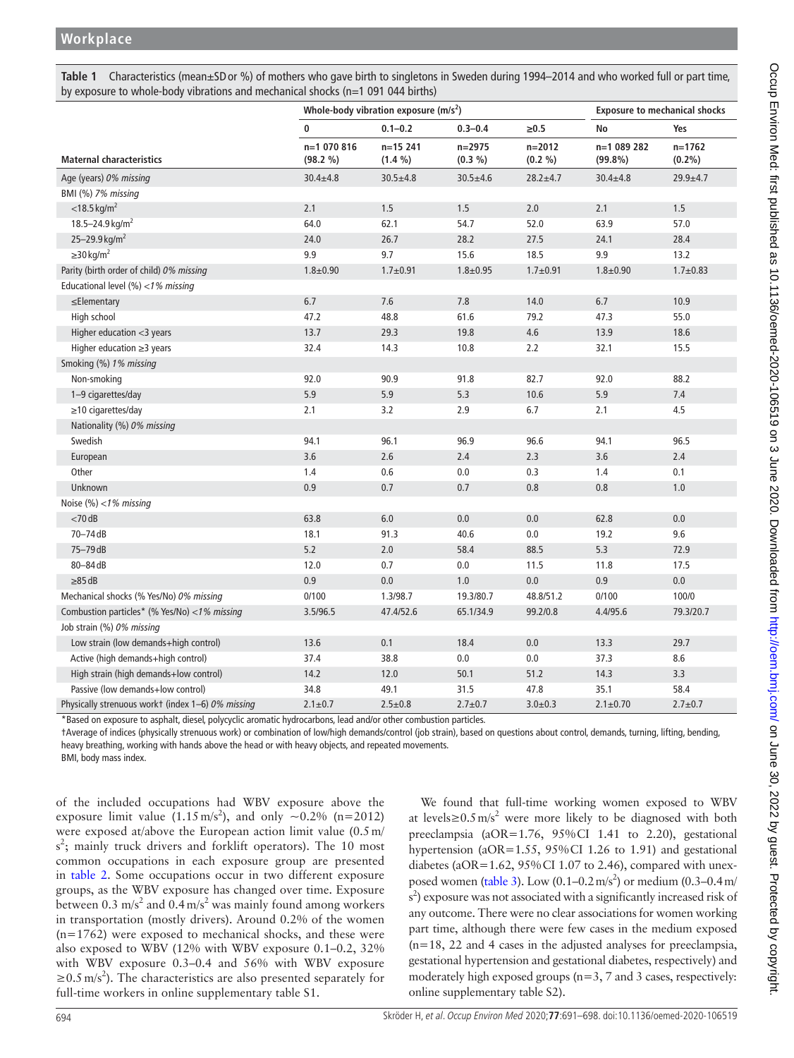**Table 1** Characteristics (mean±SD or %) of mothers who gave birth to singletons in Sweden during 1994–2014 and who worked full or part time, by exposure to whole-body vibrations and mechanical shocks (n=1 091 044 births)

| | Whole-body vibration exposure (m/s$^2$) | | | | Exposure to mechanical shocks | |
|---|---|---|---|---|---|---|
| | 0 | 0.1–0.2 | 0.3–0.4 | ≥0.5 | No | Yes |
| **Maternal characteristics** | n=1 070 816 (98.2 %) | n=15 241 (1.4 %) | n=2975 (0.3 %) | n=2012 (0.2 %) | n=1 089 282 (99.8%) | n=1762 (0.2%) |
| Age (years) *0% missing* | 30.4±4.8 | 30.5±4.8 | 30.5±4.6 | 28.2±4.7 | 30.4±4.8 | 29.9±4.7 |
| BMI (%) *7% missing* | | | | | | |
| <18.5 kg/m$^2$ | 2.1 | 1.5 | 1.5 | 2.0 | 2.1 | 1.5 |
| 18.5–24.9 kg/m$^2$ | 64.0 | 62.1 | 54.7 | 52.0 | 63.9 | 57.0 |
| 25–29.9 kg/m$^2$ | 24.0 | 26.7 | 28.2 | 27.5 | 24.1 | 28.4 |
| ≥30 kg/m$^2$ | 9.9 | 9.7 | 15.6 | 18.5 | 9.9 | 13.2 |
| Parity (birth order of child) *0% missing* | 1.8±0.90 | 1.7±0.91 | 1.8±0.95 | 1.7±0.91 | 1.8±0.90 | 1.7±0.83 |
| Educational level (%) *<1% missing* | | | | | | |
| ≤Elementary | 6.7 | 7.6 | 7.8 | 14.0 | 6.7 | 10.9 |
| High school | 47.2 | 48.8 | 61.6 | 79.2 | 47.3 | 55.0 |
| Higher education <3 years | 13.7 | 29.3 | 19.8 | 4.6 | 13.9 | 18.6 |
| Higher education ≥3 years | 32.4 | 14.3 | 10.8 | 2.2 | 32.1 | 15.5 |
| Smoking (%) *1% missing* | | | | | | |
| Non-smoking | 92.0 | 90.9 | 91.8 | 82.7 | 92.0 | 88.2 |
| 1–9 cigarettes/day | 5.9 | 5.9 | 5.3 | 10.6 | 5.9 | 7.4 |
| ≥10 cigarettes/day | 2.1 | 3.2 | 2.9 | 6.7 | 2.1 | 4.5 |
| Nationality (%) *0% missing* | | | | | | |
| Swedish | 94.1 | 96.1 | 96.9 | 96.6 | 94.1 | 96.5 |
| European | 3.6 | 2.6 | 2.4 | 2.3 | 3.6 | 2.4 |
| Other | 1.4 | 0.6 | 0.0 | 0.3 | 1.4 | 0.1 |
| Unknown | 0.9 | 0.7 | 0.7 | 0.8 | 0.8 | 1.0 |
| Noise (%) *<1% missing* | | | | | | |
| <70 dB | 63.8 | 6.0 | 0.0 | 0.0 | 62.8 | 0.0 |
| 70–74 dB | 18.1 | 91.3 | 40.6 | 0.0 | 19.2 | 9.6 |
| 75–79 dB | 5.2 | 2.0 | 58.4 | 88.5 | 5.3 | 72.9 |
| 80–84 dB | 12.0 | 0.7 | 0.0 | 11.5 | 11.8 | 17.5 |
| ≥85 dB | 0.9 | 0.0 | 1.0 | 0.0 | 0.9 | 0.0 |
| Mechanical shocks (% Yes/No) *0% missing* | 0/100 | 1.3/98.7 | 19.3/80.7 | 48.8/51.2 | 0/100 | 100/0 |
| Combustion particles* (% Yes/No) *<1% missing* | 3.5/96.5 | 47.4/52.6 | 65.1/34.9 | 99.2/0.8 | 4.4/95.6 | 79.3/20.7 |
| Job strain (%) *0% missing* | | | | | | |
| Low strain (low demands+high control) | 13.6 | 0.1 | 18.4 | 0.0 | 13.3 | 29.7 |
| Active (high demands+high control) | 37.4 | 38.8 | 0.0 | 0.0 | 37.3 | 8.6 |
| High strain (high demands+low control) | 14.2 | 12.0 | 50.1 | 51.2 | 14.3 | 3.3 |
| Passive (low demands+low control) | 34.8 | 49.1 | 31.5 | 47.8 | 35.1 | 58.4 |
| Physically strenuous work† (index 1–6) *0% missing* | 2.1±0.7 | 2.5±0.8 | 2.7±0.7 | 3.0±0.3 | 2.1±0.70 | 2.7±0.7 |

*Based on exposure to asphalt, diesel, polycyclic aromatic hydrocarbons, lead and/or other combustion particles.

†Average of indices (physically strenuous work) or combination of low/high demands/control (job strain), based on questions about control, demands, turning, lifting, bending, heavy breathing, working with hands above the head or with heavy objects, and repeated movements.

BMI, body mass index.

of the included occupations had WBV exposure above the exposure limit value (1.15 m/s$^2$), and only ~0.2% (n=2012) were exposed at/above the European action limit value (0.5 m/s$^2$; mainly truck drivers and forklift operators). The 10 most common occupations in each exposure group are presented in table 2. Some occupations occur in two different exposure groups, as the WBV exposure has changed over time. Exposure between 0.3 m/s$^2$ and 0.4 m/s$^2$ was mainly found among workers in transportation (mostly drivers). Around 0.2% of the women (n=1762) were exposed to mechanical shocks, and these were also exposed to WBV (12% with WBV exposure 0.1–0.2, 32% with WBV exposure 0.3–0.4 and 56% with WBV exposure ≥0.5 m/s$^2$). The characteristics are also presented separately for full-time workers in online supplementary table S1.

We found that full-time working women exposed to WBV at levels≥0.5 m/s$^2$ were more likely to be diagnosed with both preeclampsia (aOR=1.76, 95% CI 1.41 to 2.20), gestational hypertension (aOR=1.55, 95% CI 1.26 to 1.91) and gestational diabetes (aOR=1.62, 95% CI 1.07 to 2.46), compared with unexposed women (table 3). Low (0.1–0.2 m/s$^2$) or medium (0.3–0.4 m/s$^2$) exposure was not associated with a significantly increased risk of any outcome. There were no clear associations for women working part time, although there were few cases in the medium exposed (n=18, 22 and 4 cases in the adjusted analyses for preeclampsia, gestational hypertension and gestational diabetes, respectively) and moderately high exposed groups (n=3, 7 and 3 cases, respectively: online supplementary table S2).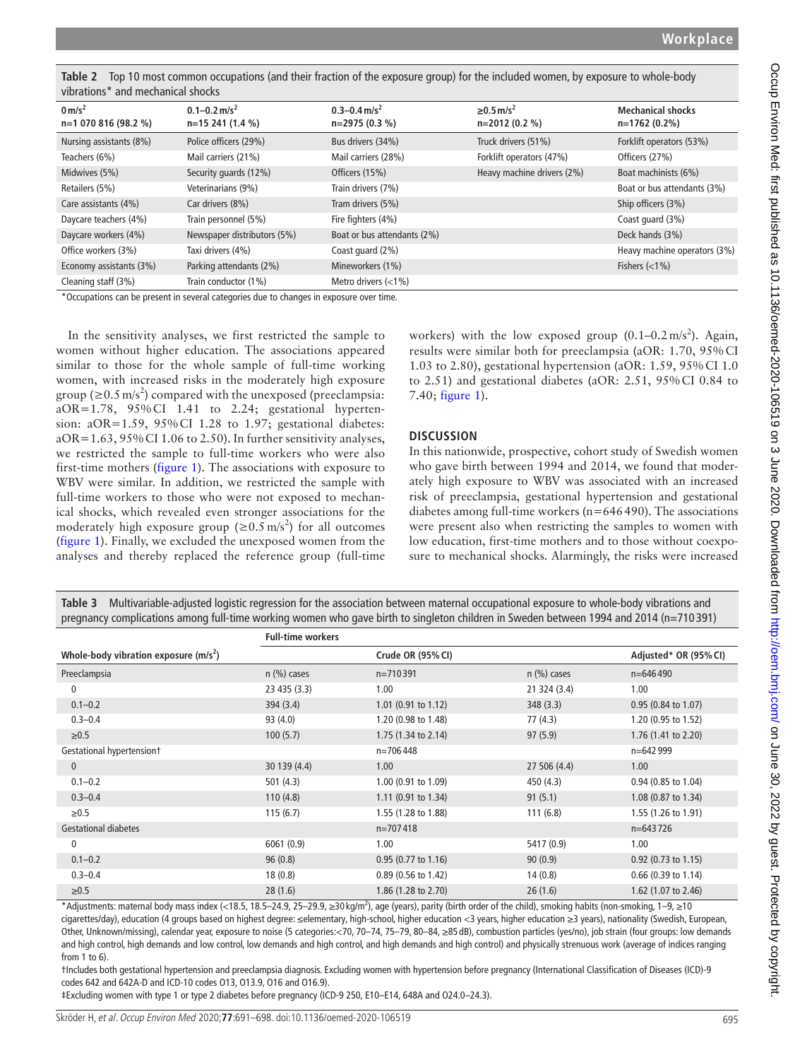**Table 2** Top 10 most common occupations (and their fraction of the exposure group) for the included women, by exposure to whole-body vibrations* and mechanical shocks

| $0\ m/s^2$ n=1 070 816 (98.2 %) | $0.1–0.2\ m/s^2$ n=15 241 (1.4 %) | $0.3–0.4\ m/s^2$ n=2975 (0.3 %) | $\geq0.5\ m/s^2$ n=2012 (0.2 %) | Mechanical shocks n=1762 (0.2%) |
|---|---|---|---|---|
| Nursing assistants (8%) | Police officers (29%) | Bus drivers (34%) | Truck drivers (51%) | Forklift operators (53%) |
| Teachers (6%) | Mail carriers (21%) | Mail carriers (28%) | Forklift operators (47%) | Officers (27%) |
| Midwives (5%) | Security guards (12%) | Officers (15%) | Heavy machine drivers (2%) | Boat machinists (6%) |
| Retailers (5%) | Veterinarians (9%) | Train drivers (7%) | | Boat or bus attendants (3%) |
| Care assistants (4%) | Car drivers (8%) | Tram drivers (5%) | | Ship officers (3%) |
| Daycare teachers (4%) | Train personnel (5%) | Fire fighters (4%) | | Coast guard (3%) |
| Daycare workers (4%) | Newspaper distributors (5%) | Boat or bus attendants (2%) | | Deck hands (3%) |
| Office workers (3%) | Taxi drivers (4%) | Coast guard (2%) | | Heavy machine operators (3%) |
| Economy assistants (3%) | Parking attendants (2%) | Mineworkers (1%) | | Fishers (<1%) |
| Cleaning staff (3%) | Train conductor (1%) | Metro drivers (<1%) | | |

*Occupations can be present in several categories due to changes in exposure over time.

In the sensitivity analyses, we first restricted the sample to women without higher education. The associations appeared similar to those for the whole sample of full-time working women, with increased risks in the moderately high exposure group ($\geq0.5\ m/s^2$) compared with the unexposed (preeclampsia: aOR=1.78, 95% CI 1.41 to 2.24; gestational hypertension: aOR=1.59, 95% CI 1.28 to 1.97; gestational diabetes: aOR=1.63, 95% CI 1.06 to 2.50). In further sensitivity analyses, we restricted the sample to full-time workers who were also first-time mothers (figure 1). The associations with exposure to WBV were similar. In addition, we restricted the sample with full-time workers to those who were not exposed to mechanical shocks, which revealed even stronger associations for the moderately high exposure group ($\geq0.5\ m/s^2$) for all outcomes (figure 1). Finally, we excluded the unexposed women from the analyses and thereby replaced the reference group (full-time workers) with the low exposed group ($0.1–0.2\ m/s^2$). Again, results were similar both for preeclampsia (aOR: 1.70, 95% CI 1.03 to 2.80), gestational hypertension (aOR: 1.59, 95% CI 1.0 to 2.51) and gestational diabetes (aOR: 2.51, 95% CI 0.84 to 7.40; figure 1).

## DISCUSSION

In this nationwide, prospective, cohort study of Swedish women who gave birth between 1994 and 2014, we found that moderately high exposure to WBV was associated with an increased risk of preeclampsia, gestational hypertension and gestational diabetes among full-time workers (n=646 490). The associations were present also when restricting the samples to women with low education, first-time mothers and to those without coexposure to mechanical shocks. Alarmingly, the risks were increased

**Table 3** Multivariable-adjusted logistic regression for the association between maternal occupational exposure to whole-body vibrations and pregnancy complications among full-time working women who gave birth to singleton children in Sweden between 1994 and 2014 (n=710 391)

| | Full-time workers | | | |
|---|---|---|---|---|
| Whole-body vibration exposure ($m/s^2$) | | Crude OR (95% CI) | | Adjusted* OR (95% CI) |
| Preeclampsia | n (%) cases | n=710 391 | n (%) cases | n=646 490 |
| 0 | 23 435 (3.3) | 1.00 | 21 324 (3.4) | 1.00 |
| 0.1–0.2 | 394 (3.4) | 1.01 (0.91 to 1.12) | 348 (3.3) | 0.95 (0.84 to 1.07) |
| 0.3–0.4 | 93 (4.0) | 1.20 (0.98 to 1.48) | 77 (4.3) | 1.20 (0.95 to 1.52) |
| ≥0.5 | 100 (5.7) | 1.75 (1.34 to 2.14) | 97 (5.9) | 1.76 (1.41 to 2.20) |
| Gestational hypertension† | | n=706 448 | | n=642 999 |
| 0 | 30 139 (4.4) | 1.00 | 27 506 (4.4) | 1.00 |
| 0.1–0.2 | 501 (4.3) | 1.00 (0.91 to 1.09) | 450 (4.3) | 0.94 (0.85 to 1.04) |
| 0.3–0.4 | 110 (4.8) | 1.11 (0.91 to 1.34) | 91 (5.1) | 1.08 (0.87 to 1.34) |
| ≥0.5 | 115 (6.7) | 1.55 (1.28 to 1.88) | 111 (6.8) | 1.55 (1.26 to 1.91) |
| Gestational diabetes | | n=707 418 | | n=643 726 |
| 0 | 6061 (0.9) | 1.00 | 5417 (0.9) | 1.00 |
| 0.1–0.2 | 96 (0.8) | 0.95 (0.77 to 1.16) | 90 (0.9) | 0.92 (0.73 to 1.15) |
| 0.3–0.4 | 18 (0.8) | 0.89 (0.56 to 1.42) | 14 (0.8) | 0.66 (0.39 to 1.14) |
| ≥0.5 | 28 (1.6) | 1.86 (1.28 to 2.70) | 26 (1.6) | 1.62 (1.07 to 2.46) |

*Adjustments: maternal body mass index (<18.5, 18.5–24.9, 25–29.9, ≥30 kg/m²), age (years), parity (birth order of the child), smoking habits (non-smoking, 1–9, ≥10 cigarettes/day), education (4 groups based on highest degree: ≤elementary, high-school, higher education <3 years, higher education ≥3 years), nationality (Swedish, European, Other, Unknown/missing), calendar year, exposure to noise (5 categories:<70, 70–74, 75–79, 80–84, ≥85 dB), combustion particles (yes/no), job strain (four groups: low demands and high control, high demands and low control, low demands and high control, and high demands and high control) and physically strenuous work (average of indices ranging from 1 to 6).

†Includes both gestational hypertension and preeclampsia diagnosis. Excluding women with hypertension before pregnancy (International Classification of Diseases (ICD)-9 codes 642 and 642A-D and ICD-10 codes O13, O13.9, O16 and O16.9).

‡Excluding women with type 1 or type 2 diabetes before pregnancy (ICD-9 250, E10–E14, 648A and O24.0–24.3).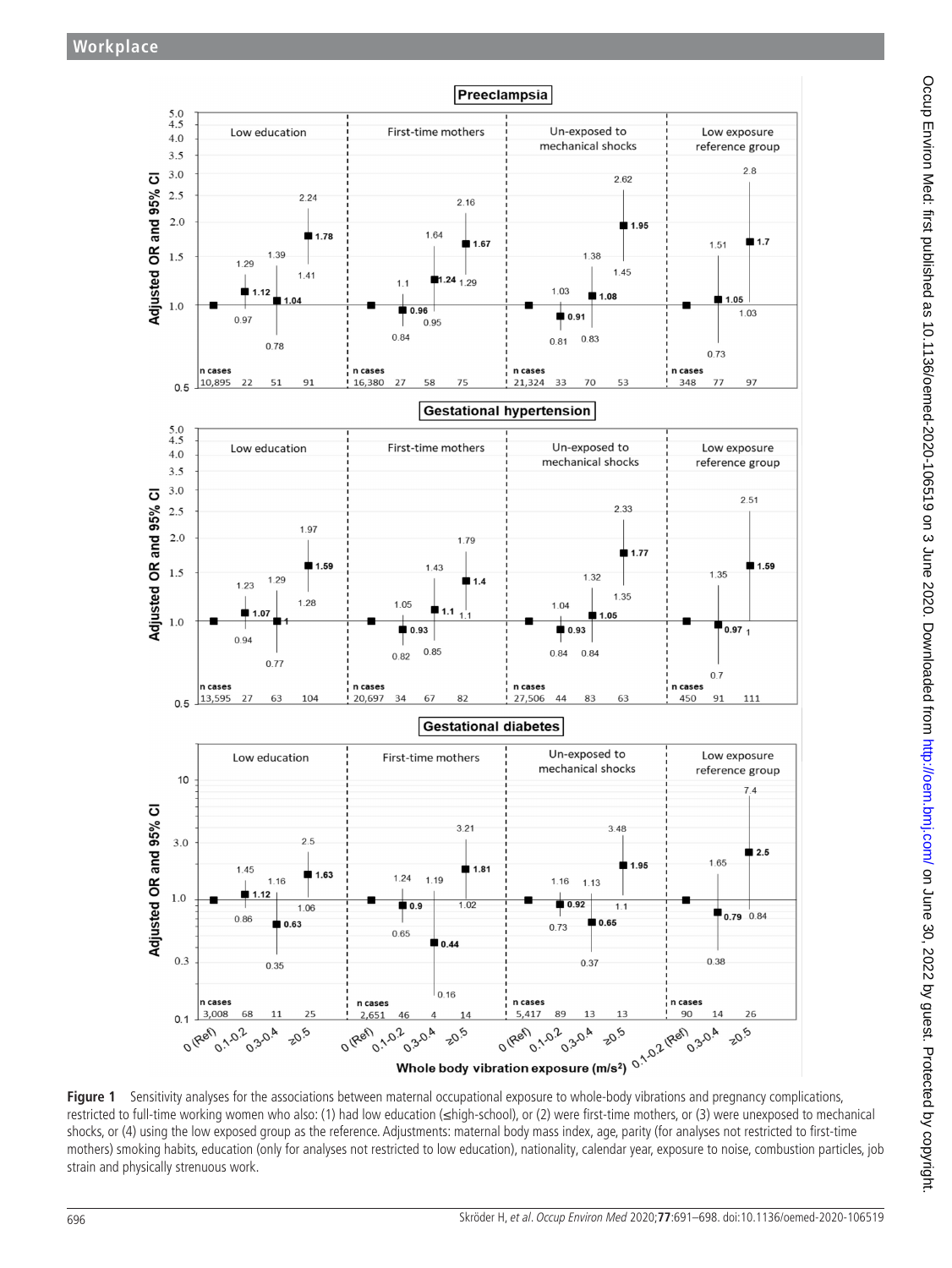Figure 1 Sensitivity analyses for the associations between maternal occupational exposure to whole-body vibrations and pregnancy complications, restricted to full-time working women who also: (1) had low education (≤high-school), or (2) were first-time mothers, or (3) were unexposed to mechanical shocks, or (4) using the low exposed group as the reference. Adjustments: maternal body mass index, age, parity (for analyses not restricted to first-time mothers) smoking habits, education (only for analyses not restricted to low education), nationality, calendar year, exposure to noise, combustion particles, job strain and physically strenuous work.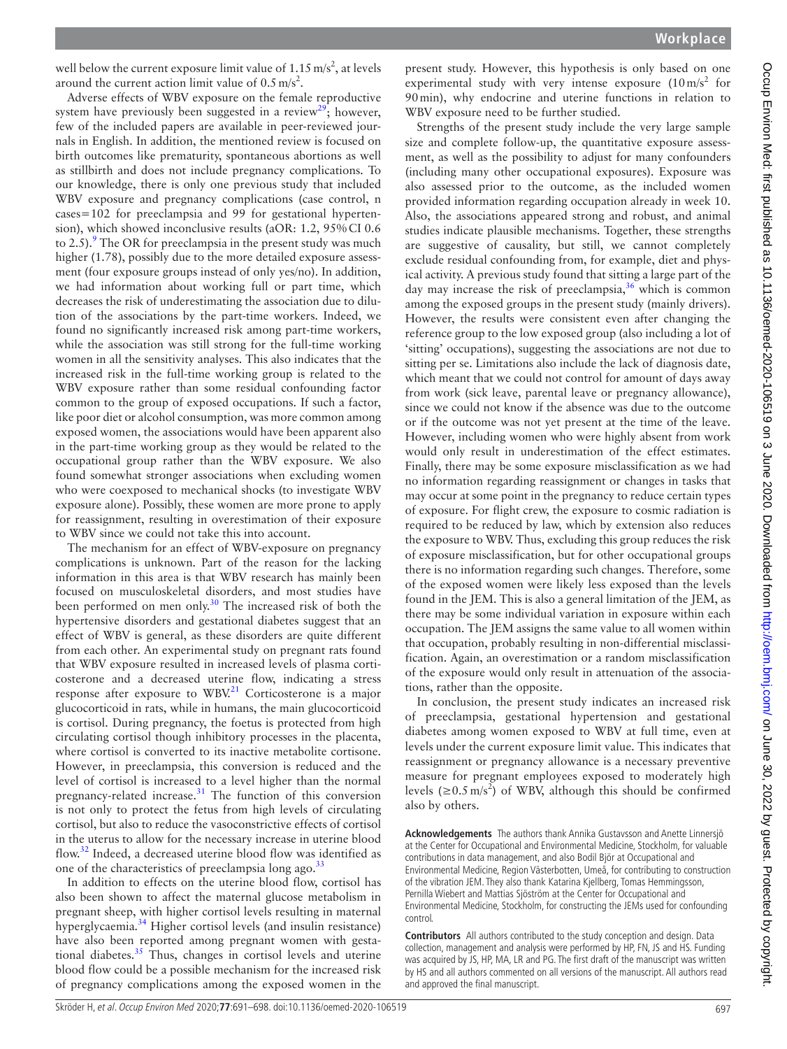well below the current exposure limit value of 1.15 $m/s^2$, at levels around the current action limit value of 0.5 $m/s^2$.

Adverse effects of WBV exposure on the female reproductive system have previously been suggested in a review[29]; however, few of the included papers are available in peer-reviewed journals in English. In addition, the mentioned review is focused on birth outcomes like prematurity, spontaneous abortions as well as stillbirth and does not include pregnancy complications. To our knowledge, there is only one previous study that included WBV exposure and pregnancy complications (case control, n cases=102 for preeclampsia and 99 for gestational hypertension), which showed inconclusive results (aOR: 1.2, 95% CI 0.6 to 2.5).[9] The OR for preeclampsia in the present study was much higher (1.78), possibly due to the more detailed exposure assessment (four exposure groups instead of only yes/no). In addition, we had information about working full or part time, which decreases the risk of underestimating the association due to dilution of the associations by the part-time workers. Indeed, we found no significantly increased risk among part-time workers, while the association was still strong for the full-time working women in all the sensitivity analyses. This also indicates that the increased risk in the full-time working group is related to the WBV exposure rather than some residual confounding factor common to the group of exposed occupations. If such a factor, like poor diet or alcohol consumption, was more common among exposed women, the associations would have been apparent also in the part-time working group as they would be related to the occupational group rather than the WBV exposure. We also found somewhat stronger associations when excluding women who were coexposed to mechanical shocks (to investigate WBV exposure alone). Possibly, these women are more prone to apply for reassignment, resulting in overestimation of their exposure to WBV since we could not take this into account.

The mechanism for an effect of WBV-exposure on pregnancy complications is unknown. Part of the reason for the lacking information in this area is that WBV research has mainly been focused on musculoskeletal disorders, and most studies have been performed on men only.[30] The increased risk of both the hypertensive disorders and gestational diabetes suggest that an effect of WBV is general, as these disorders are quite different from each other. An experimental study on pregnant rats found that WBV exposure resulted in increased levels of plasma corticosterone and a decreased uterine flow, indicating a stress response after exposure to WBV.[21] Corticosterone is a major glucocorticoid in rats, while in humans, the main glucocorticoid is cortisol. During pregnancy, the foetus is protected from high circulating cortisol though inhibitory processes in the placenta, where cortisol is converted to its inactive metabolite cortisone. However, in preeclampsia, this conversion is reduced and the level of cortisol is increased to a level higher than the normal pregnancy-related increase.[31] The function of this conversion is not only to protect the fetus from high levels of circulating cortisol, but also to reduce the vasoconstrictive effects of cortisol in the uterus to allow for the necessary increase in uterine blood flow.[32] Indeed, a decreased uterine blood flow was identified as one of the characteristics of preeclampsia long ago.[33]

In addition to effects on the uterine blood flow, cortisol has also been shown to affect the maternal glucose metabolism in pregnant sheep, with higher cortisol levels resulting in maternal hyperglycaemia.[34] Higher cortisol levels (and insulin resistance) have also been reported among pregnant women with gestational diabetes.[35] Thus, changes in cortisol levels and uterine blood flow could be a possible mechanism for the increased risk of pregnancy complications among the exposed women in the present study. However, this hypothesis is only based on one experimental study with very intense exposure (10 $m/s^2$ for 90 min), why endocrine and uterine functions in relation to WBV exposure need to be further studied.

Strengths of the present study include the very large sample size and complete follow-up, the quantitative exposure assessment, as well as the possibility to adjust for many confounders (including many other occupational exposures). Exposure was also assessed prior to the outcome, as the included women provided information regarding occupation already in week 10. Also, the associations appeared strong and robust, and animal studies indicate plausible mechanisms. Together, these strengths are suggestive of causality, but still, we cannot completely exclude residual confounding from, for example, diet and physical activity. A previous study found that sitting a large part of the day may increase the risk of preeclampsia,[36] which is common among the exposed groups in the present study (mainly drivers). However, the results were consistent even after changing the reference group to the low exposed group (also including a lot of 'sitting' occupations), suggesting the associations are not due to sitting per se. Limitations also include the lack of diagnosis date, which meant that we could not control for amount of days away from work (sick leave, parental leave or pregnancy allowance), since we could not know if the absence was due to the outcome or if the outcome was not yet present at the time of the leave. However, including women who were highly absent from work would only result in underestimation of the effect estimates. Finally, there may be some exposure misclassification as we had no information regarding reassignment or changes in tasks that may occur at some point in the pregnancy to reduce certain types of exposure. For flight crew, the exposure to cosmic radiation is required to be reduced by law, which by extension also reduces the exposure to WBV. Thus, excluding this group reduces the risk of exposure misclassification, but for other occupational groups there is no information regarding such changes. Therefore, some of the exposed women were likely less exposed than the levels found in the JEM. This is also a general limitation of the JEM, as there may be some individual variation in exposure within each occupation. The JEM assigns the same value to all women within that occupation, probably resulting in non-differential misclassification. Again, an overestimation or a random misclassification of the exposure would only result in attenuation of the associations, rather than the opposite.

In conclusion, the present study indicates an increased risk of preeclampsia, gestational hypertension and gestational diabetes among women exposed to WBV at full time, even at levels under the current exposure limit value. This indicates that reassignment or pregnancy allowance is a necessary preventive measure for pregnant employees exposed to moderately high levels ($\geq$0.5 $m/s^2$) of WBV, although this should be confirmed also by others.

**Acknowledgements** The authors thank Annika Gustavsson and Anette Linnersjö at the Center for Occupational and Environmental Medicine, Stockholm, for valuable contributions in data management, and also Bodil Björ at Occupational and Environmental Medicine, Region Västerbotten, Umeå, for contributing to construction of the vibration JEM. They also thank Katarina Kjellberg, Tomas Hemmingsson, Pernilla Wiebert and Mattias Sjöström at the Center for Occupational and Environmental Medicine, Stockholm, for constructing the JEMs used for confounding control.

**Contributors** All authors contributed to the study conception and design. Data collection, management and analysis were performed by HP, FN, JS and HS. Funding was acquired by JS, HP, MA, LR and PG. The first draft of the manuscript was written by HS and all authors commented on all versions of the manuscript. All authors read and approved the final manuscript.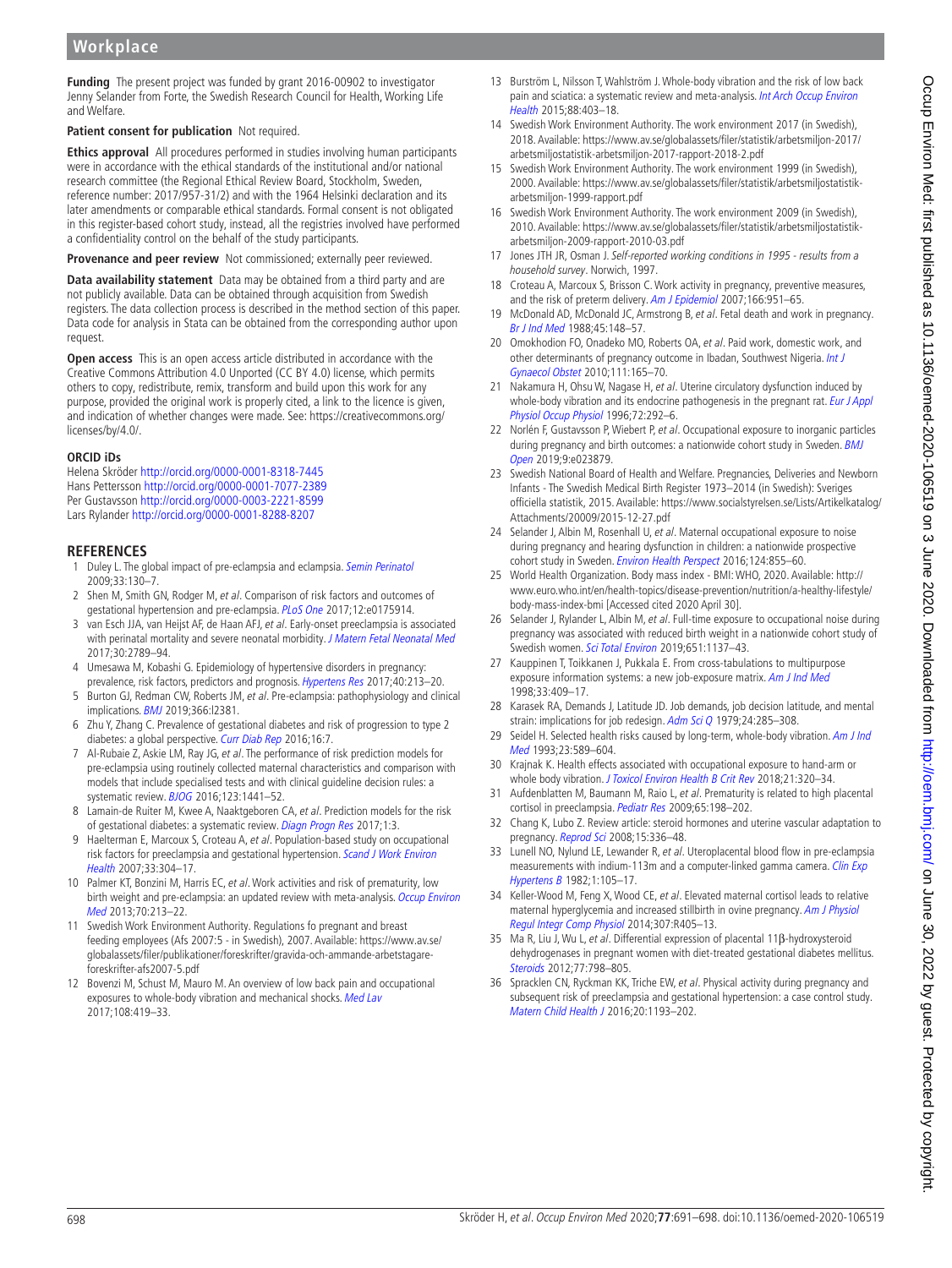**Funding** The present project was funded by grant 2016-00902 to investigator Jenny Selander from Forte, the Swedish Research Council for Health, Working Life and Welfare.

**Patient consent for publication** Not required.

**Ethics approval** All procedures performed in studies involving human participants were in accordance with the ethical standards of the institutional and/or national research committee (the Regional Ethical Review Board, Stockholm, Sweden, reference number: 2017/957-31/2) and with the 1964 Helsinki declaration and its later amendments or comparable ethical standards. Formal consent is not obligated in this register-based cohort study, instead, all the registries involved have performed a confidentiality control on the behalf of the study participants.

**Provenance and peer review** Not commissioned; externally peer reviewed.

**Data availability statement** Data may be obtained from a third party and are not publicly available. Data can be obtained through acquisition from Swedish registers. The data collection process is described in the method section of this paper. Data code for analysis in Stata can be obtained from the corresponding author upon request.

**Open access** This is an open access article distributed in accordance with the Creative Commons Attribution 4.0 Unported (CC BY 4.0) license, which permits others to copy, redistribute, remix, transform and build upon this work for any purpose, provided the original work is properly cited, a link to the licence is given, and indication of whether changes were made. See: https://creativecommons.org/licenses/by/4.0/.

**ORCID iDs**

Helena Skröder http://orcid.org/0000-0001-8318-7445
Hans Pettersson http://orcid.org/0000-0001-7077-2389
Per Gustavsson http://orcid.org/0000-0003-2221-8599
Lars Rylander http://orcid.org/0000-0001-8288-8207

## REFERENCES

1. Duley L. The global impact of pre-eclampsia and eclampsia. *Semin Perinatol* 2009;33:130–7.
2. Shen M, Smith GN, Rodger M, *et al*. Comparison of risk factors and outcomes of gestational hypertension and pre-eclampsia. *PLoS One* 2017;12:e0175914.
3. van Esch JJA, van Heijst AF, de Haan AFJ, *et al*. Early-onset preeclampsia is associated with perinatal mortality and severe neonatal morbidity. *J Matern Fetal Neonatal Med* 2017;30:2789–94.
4. Umesawa M, Kobashi G. Epidemiology of hypertensive disorders in pregnancy: prevalence, risk factors, predictors and prognosis. *Hypertens Res* 2017;40:213–20.
5. Burton GJ, Redman CW, Roberts JM, *et al*. Pre-eclampsia: pathophysiology and clinical implications. *BMJ* 2019;366:l2381.
6. Zhu Y, Zhang C. Prevalence of gestational diabetes and risk of progression to type 2 diabetes: a global perspective. *Curr Diab Rep* 2016;16:7.
7. Al-Rubaie Z, Askie LM, Ray JG, *et al*. The performance of risk prediction models for pre-eclampsia using routinely collected maternal characteristics and comparison with models that include specialised tests and with clinical guideline decision rules: a systematic review. *BJOG* 2016;123:1441–52.
8. Lamain-de Ruiter M, Kwee A, Naaktgeboren CA, *et al*. Prediction models for the risk of gestational diabetes: a systematic review. *Diagn Progn Res* 2017;1:3.
9. Haelterman E, Marcoux S, Croteau A, *et al*. Population-based study on occupational risk factors for preeclampsia and gestational hypertension. *Scand J Work Environ Health* 2007;33:304–17.
10. Palmer KT, Bonzini M, Harris EC, *et al*. Work activities and risk of prematurity, low birth weight and pre-eclampsia: an updated review with meta-analysis. *Occup Environ Med* 2013;70:213–22.
11. Swedish Work Environment Authority. Regulations fo pregnant and breast feeding employees (Afs 2007:5 - in Swedish), 2007. Available: https://www.av.se/globalassets/filer/publikationer/foreskrifter/gravida-och-ammande-arbetstagare-foreskrifter-afs2007-5.pdf
12. Bovenzi M, Schust M, Mauro M. An overview of low back pain and occupational exposures to whole-body vibration and mechanical shocks. *Med Lav* 2017;108:419–33.
13. Burström L, Nilsson T, Wahlström J. Whole-body vibration and the risk of low back pain and sciatica: a systematic review and meta-analysis. *Int Arch Occup Environ Health* 2015;88:403–18.
14. Swedish Work Environment Authority. The work environment 2017 (in Swedish), 2018. Available: https://www.av.se/globalassets/filer/statistik/arbetsmiljon-2017/arbetsmiljostatistik-arbetsmiljon-2017-rapport-2018-2.pdf
15. Swedish Work Environment Authority. The work environment 1999 (in Swedish), 2000. Available: https://www.av.se/globalassets/filer/statistik/arbetsmiljostatistik-arbetsmiljon-1999-rapport.pdf
16. Swedish Work Environment Authority. The work environment 2009 (in Swedish), 2010. Available: https://www.av.se/globalassets/filer/statistik/arbetsmiljostatistik-arbetsmiljon-2009-rapport-2010-03.pdf
17. Jones JTH JR, Osman J. *Self-reported working conditions in 1995 - results from a household survey*. Norwich, 1997.
18. Croteau A, Marcoux S, Brisson C. Work activity in pregnancy, preventive measures, and the risk of preterm delivery. *Am J Epidemiol* 2007;166:951–65.
19. McDonald AD, McDonald JC, Armstrong B, *et al*. Fetal death and work in pregnancy. *Br J Ind Med* 1988;45:148–57.
20. Omokhodion FO, Onadeko MO, Roberts OA, *et al*. Paid work, domestic work, and other determinants of pregnancy outcome in Ibadan, Southwest Nigeria. *Int J Gynaecol Obstet* 2010;111:165–70.
21. Nakamura H, Ohsu W, Nagase H, *et al*. Uterine circulatory dysfunction induced by whole-body vibration and its endocrine pathogenesis in the pregnant rat. *Eur J Appl Physiol Occup Physiol* 1996;72:292–6.
22. Norlén F, Gustavsson P, Wiebert P, *et al*. Occupational exposure to inorganic particles during pregnancy and birth outcomes: a nationwide cohort study in Sweden. *BMJ Open* 2019;9:e023879.
23. Swedish National Board of Health and Welfare. Pregnancies, Deliveries and Newborn Infants - The Swedish Medical Birth Register 1973–2014 (in Swedish): Sveriges officiella statistik, 2015. Available: https://www.socialstyrelsen.se/Lists/Artikelkatalog/Attachments/20009/2015-12-27.pdf
24. Selander J, Albin M, Rosenhall U, *et al*. Maternal occupational exposure to noise during pregnancy and hearing dysfunction in children: a nationwide prospective cohort study in Sweden. *Environ Health Perspect* 2016;124:855–60.
25. World Health Organization. Body mass index - BMI: WHO, 2020. Available: http://www.euro.who.int/en/health-topics/disease-prevention/nutrition/a-healthy-lifestyle/body-mass-index-bmi [Accessed cited 2020 April 30].
26. Selander J, Rylander L, Albin M, *et al*. Full-time exposure to occupational noise during pregnancy was associated with reduced birth weight in a nationwide cohort study of Swedish women. *Sci Total Environ* 2019;651:1137–43.
27. Kauppinen T, Toikkanen J, Pukkala E. From cross-tabulations to multipurpose exposure information systems: a new job-exposure matrix. *Am J Ind Med* 1998;33:409–17.
28. Karasek RA, Demands J, Latitude JD. Job demands, job decision latitude, and mental strain: implications for job redesign. *Adm Sci Q* 1979;24:285–308.
29. Seidel H. Selected health risks caused by long-term, whole-body vibration. *Am J Ind Med* 1993;23:589–604.
30. Krajnak K. Health effects associated with occupational exposure to hand-arm or whole body vibration. *J Toxicol Environ Health B Crit Rev* 2018;21:320–34.
31. Aufdenblatten M, Baumann M, Raio L, *et al*. Prematurity is related to high placental cortisol in preeclampsia. *Pediatr Res* 2009;65:198–202.
32. Chang K, Lubo Z. Review article: steroid hormones and uterine vascular adaptation to pregnancy. *Reprod Sci* 2008;15:336–48.
33. Lunell NO, Nylund LE, Lewander R, *et al*. Uteroplacental blood flow in pre-eclampsia measurements with indium-113m and a computer-linked gamma camera. *Clin Exp Hypertens B* 1982;1:105–17.
34. Keller-Wood M, Feng X, Wood CE, *et al*. Elevated maternal cortisol leads to relative maternal hyperglycemia and increased stillbirth in ovine pregnancy. *Am J Physiol Regul Integr Comp Physiol* 2014;307:R405–13.
35. Ma R, Liu J, Wu L, *et al*. Differential expression of placental 11β-hydroxysteroid dehydrogenases in pregnant women with diet-treated gestational diabetes mellitus. *Steroids* 2012;77:798–805.
36. Spracklen CN, Ryckman KK, Triche EW, *et al*. Physical activity during pregnancy and subsequent risk of preeclampsia and gestational hypertension: a case control study. *Matern Child Health J* 2016;20:1193–202.